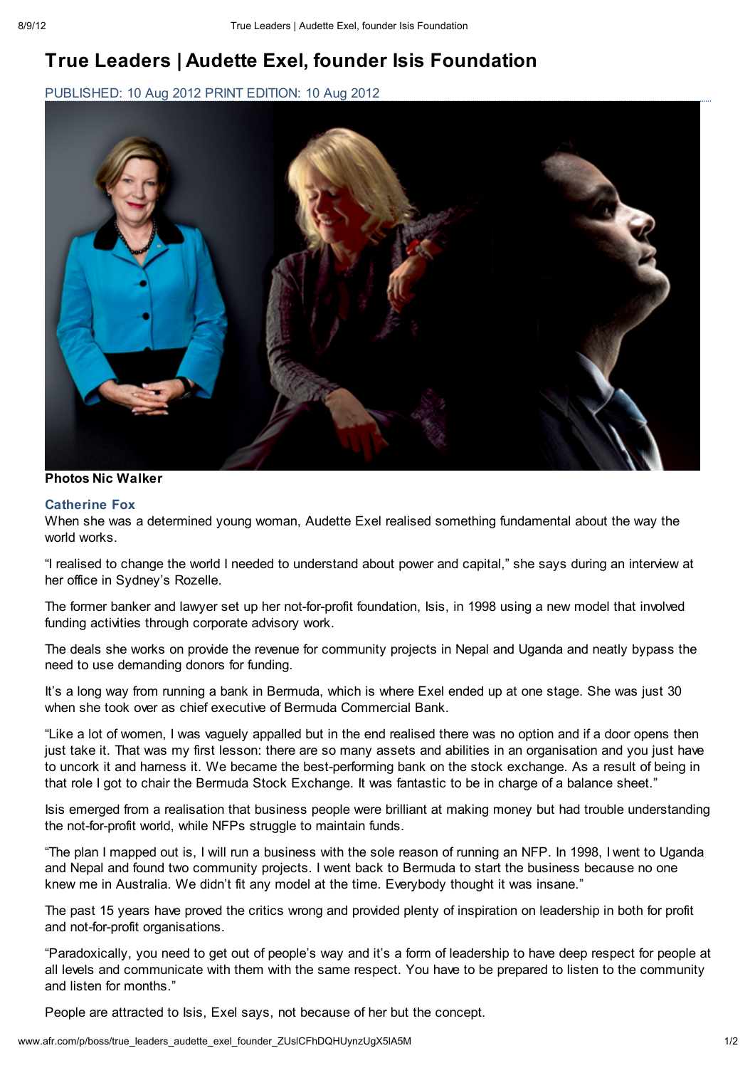# True Leaders | Audette Exel, founder Isis Foundation

PUBLISHED: 10 Aug 2012 PRINT EDITION: 10 Aug 2012

**Photos Nic Walker**

**Catherine Fox**

When she was a determined young woman, Audette Exel realised something fundamental about the way the world works.

"I realised to change the world I needed to understand about power and capital," she says during an interview at her office in Sydney's Rozelle.

The former banker and lawyer set up her not-for-profit foundation, Isis, in 1998 using a new model that involved funding activities through corporate advisory work.

The deals she works on provide the revenue for community projects in Nepal and Uganda and neatly bypass the need to use demanding donors for funding.

It's a long way from running a bank in Bermuda, which is where Exel ended up at one stage. She was just 30 when she took over as chief executive of Bermuda Commercial Bank.

"Like a lot of women, I was vaguely appalled but in the end realised there was no option and if a door opens then just take it. That was my first lesson: there are so many assets and abilities in an organisation and you just have to uncork it and harness it. We became the best-performing bank on the stock exchange. As a result of being in that role I got to chair the Bermuda Stock Exchange. It was fantastic to be in charge of a balance sheet."

Isis emerged from a realisation that business people were brilliant at making money but had trouble understanding the not-for-profit world, while NFPs struggle to maintain funds.

"The plan I mapped out is, I will run a business with the sole reason of running an NFP. In 1998, I went to Uganda and Nepal and found two community projects. I went back to Bermuda to start the business because no one knew me in Australia. We didn't fit any model at the time. Everybody thought it was insane."

The past 15 years have proved the critics wrong and provided plenty of inspiration on leadership in both for profit and not-for-profit organisations.

"Paradoxically, you need to get out of people's way and it's a form of leadership to have deep respect for people at all levels and communicate with them with the same respect. You have to be prepared to listen to the community and listen for months."

People are attracted to Isis, Exel says, not because of her but the concept.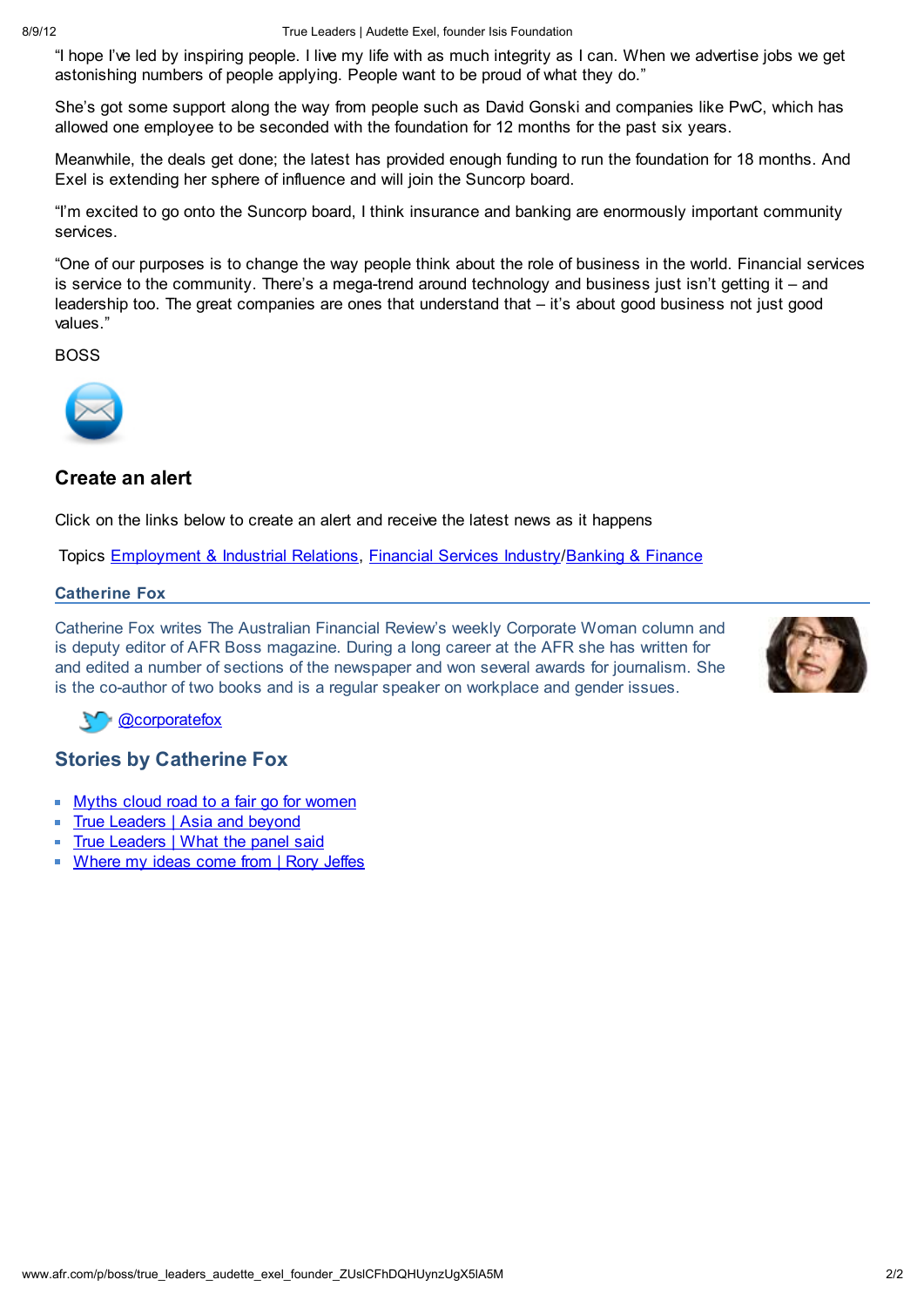"I hope I've led by inspiring people. I live my life with as much integrity as I can. When we advertise jobs we get astonishing numbers of people applying. People want to be proud of what they do."

She's got some support along the way from people such as David Gonski and companies like PwC, which has allowed one employee to be seconded with the foundation for 12 months for the past six years.

Meanwhile, the deals get done; the latest has provided enough funding to run the foundation for 18 months. And Exel is extending her sphere of influence and will join the Suncorp board.

"I'm excited to go onto the Suncorp board, I think insurance and banking are enormously important community services.

"One of our purposes is to change the way people think about the role of business in the world. Financial services is service to the community. There's a mega-trend around technology and business just isn't getting it – and leadership too. The great companies are ones that understand that – it's about good business not just good values."

BOSS

## Create an alert

Click on the links below to create an alert and receive the latest news as it happens

Topics Employment & Industrial Relations, Financial Services Industry/Banking & Finance

### Catherine Fox

Catherine Fox writes The Australian Financial Review's weekly Corporate Woman column and is deputy editor of AFR Boss magazine. During a long career at the AFR she has written for and edited a number of sections of the newspaper and won several awards for journalism. She is the co-author of two books and is a regular speaker on workplace and gender issues.

@corporatefox

## Stories by Catherine Fox

- Myths cloud road to a fair go for women
- True Leaders | Asia and beyond
- True Leaders | What the panel said
- Where my ideas come from | Rory Jeffes